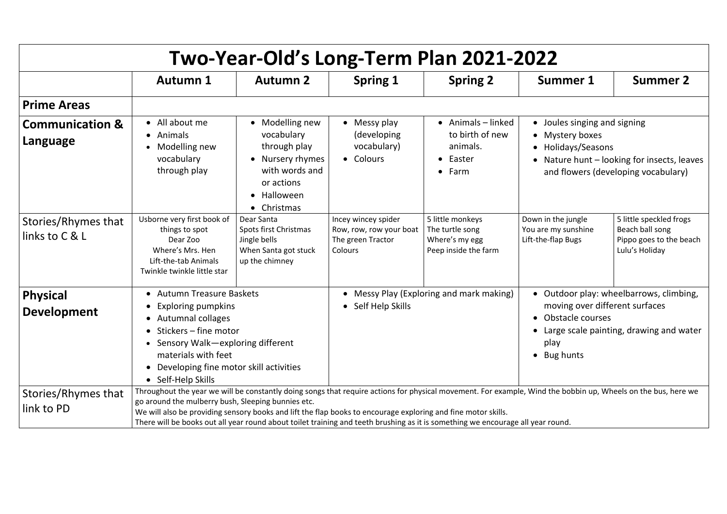# Two-Year-Old's Long-Term Plan 2021-2022

| | Autumn 1 | Autumn 2 | Spring 1 | Spring 2 | Summer 1 | Summer 2 |
|---|---|---|---|---|---|---|
| **Prime Areas** | | | | | | |
| **Communication & Language** | • All about me<br>• Animals<br>• Modelling new vocabulary through play | • Modelling new vocabulary through play<br>• Nursery rhymes with words and or actions<br>• Halloween<br>• Christmas | • Messy play (developing vocabulary)<br>• Colours | • Animals – linked to birth of new animals.<br>• Easter<br>• Farm | • Joules singing and signing<br>• Mystery boxes<br>• Holidays/Seasons<br>• Nature hunt – looking for insects, leaves and flowers (developing vocabulary) | |
| Stories/Rhymes that links to C & L | Usborne very first book of things to spot<br>Dear Zoo<br>Where's Mrs. Hen<br>Lift-the-tab Animals<br>Twinkle twinkle little star | Dear Santa<br>Spots first Christmas<br>Jingle bells<br>When Santa got stuck up the chimney | Incey wincey spider<br>Row, row, row your boat<br>The green Tractor<br>Colours | 5 little monkeys<br>The turtle song<br>Where's my egg<br>Peep inside the farm | Down in the jungle<br>You are my sunshine<br>Lift-the-flap Bugs | 5 little speckled frogs<br>Beach ball song<br>Pippo goes to the beach<br>Lulu's Holiday |
| **Physical Development** | • Autumn Treasure Baskets<br>• Exploring pumpkins<br>• Autumnal collages<br>• Stickers – fine motor<br>• Sensory Walk—exploring different materials with feet<br>• Developing fine motor skill activities<br>• Self-Help Skills | | • Messy Play (Exploring and mark making)<br>• Self Help Skills | | • Outdoor play: wheelbarrows, climbing, moving over different surfaces<br>• Obstacle courses<br>• Large scale painting, drawing and water play<br>• Bug hunts | |
| Stories/Rhymes that link to PD | Throughout the year we will be constantly doing songs that require actions for physical movement. For example, Wind the bobbin up, Wheels on the bus, here we go around the mulberry bush, Sleeping bunnies etc.<br>We will also be providing sensory books and lift the flap books to encourage exploring and fine motor skills.<br>There will be books out all year round about toilet training and teeth brushing as it is something we encourage all year round. | | | | | |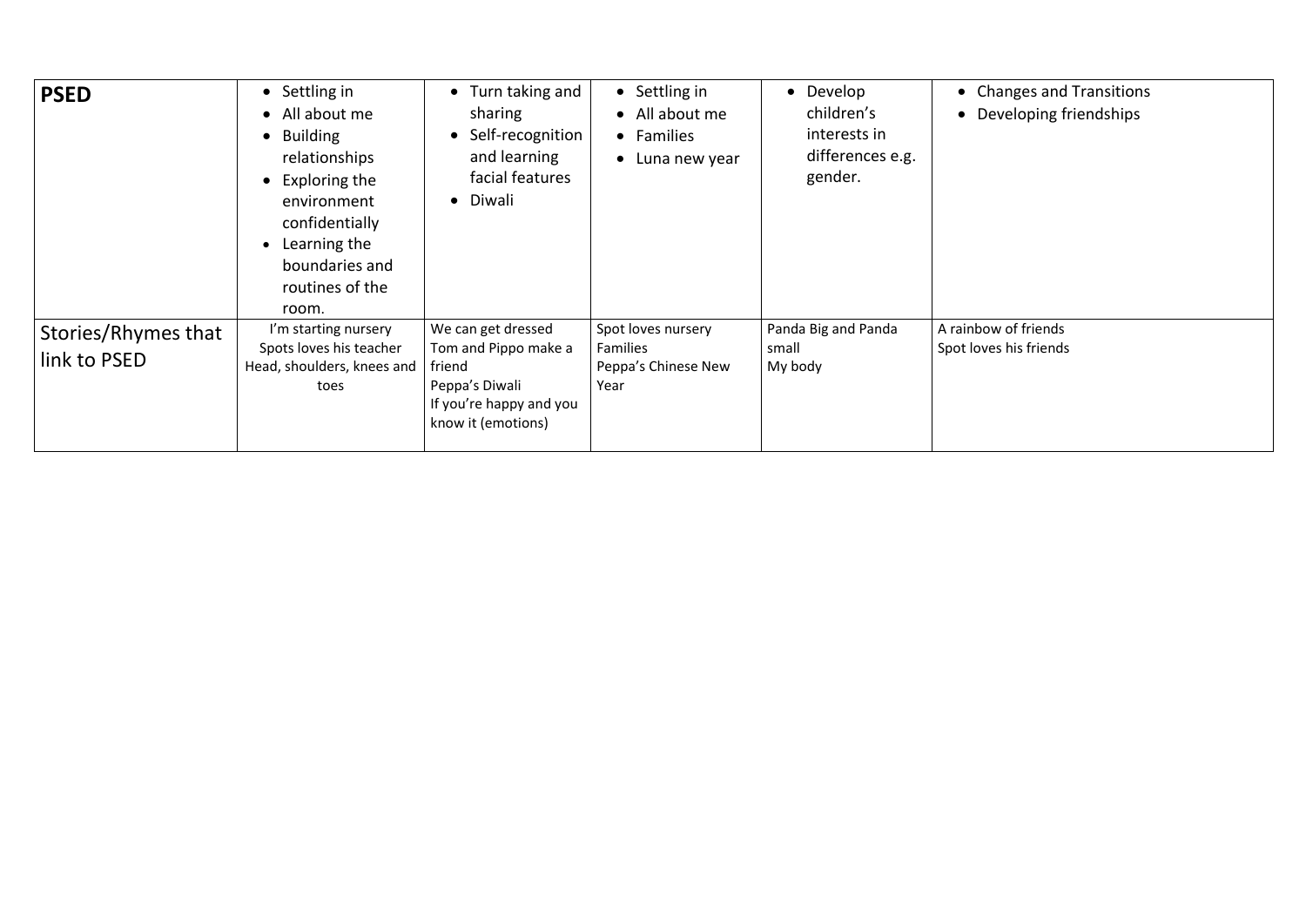| | | | | | |
|---|---|---|---|---|---|
| **PSED** | • Settling in<br>• All about me<br>• Building relationships<br>• Exploring the environment confidentially<br>• Learning the boundaries and routines of the room. | • Turn taking and sharing<br>• Self-recognition and learning facial features<br>• Diwali | • Settling in<br>• All about me<br>• Families<br>• Luna new year | • Develop children's interests in differences e.g. gender. | • Changes and Transitions<br>• Developing friendships |
| Stories/Rhymes that link to PSED | I'm starting nursery<br>Spots loves his teacher<br>Head, shoulders, knees and toes | We can get dressed<br>Tom and Pippo make a friend<br>Peppa's Diwali<br>If you're happy and you know it (emotions) | Spot loves nursery<br>Families<br>Peppa's Chinese New Year | Panda Big and Panda small<br>My body | A rainbow of friends<br>Spot loves his friends |